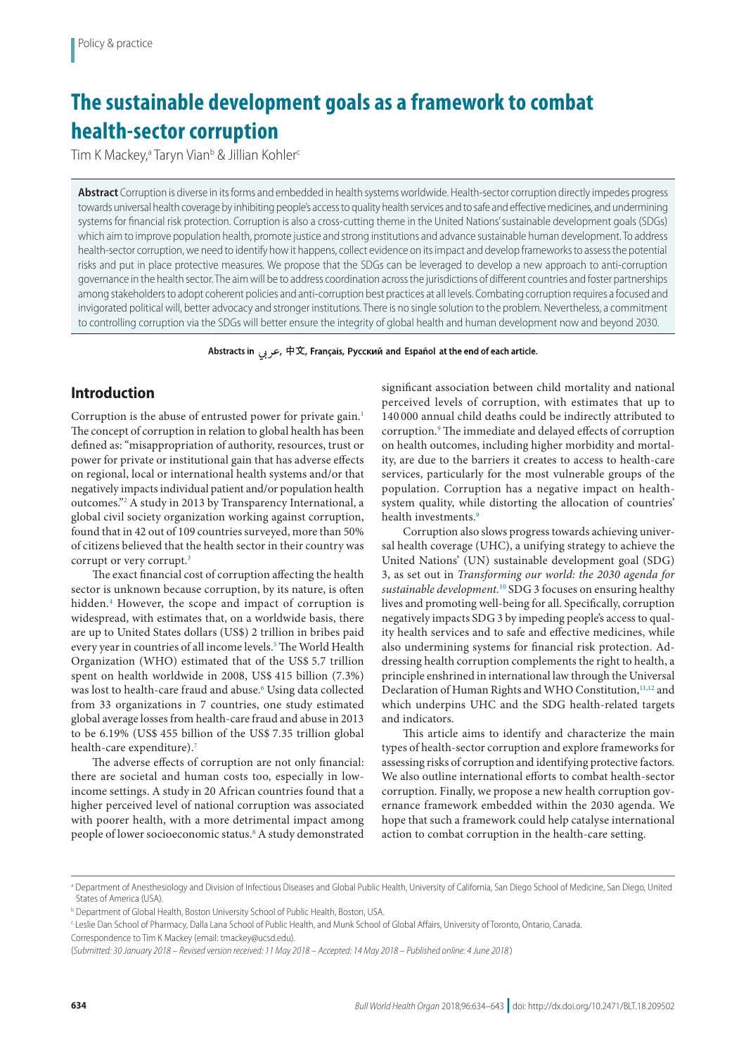Policy & practice

# The sustainable development goals as a framework to combat health-sector corruption

Tim K Mackey,[a] Taryn Vian[b] & Jillian Kohler[c]

**Abstract** Corruption is diverse in its forms and embedded in health systems worldwide. Health-sector corruption directly impedes progress towards universal health coverage by inhibiting people's access to quality health services and to safe and effective medicines, and undermining systems for financial risk protection. Corruption is also a cross-cutting theme in the United Nations' sustainable development goals (SDGs) which aim to improve population health, promote justice and strong institutions and advance sustainable human development. To address health-sector corruption, we need to identify how it happens, collect evidence on its impact and develop frameworks to assess the potential risks and put in place protective measures. We propose that the SDGs can be leveraged to develop a new approach to anti-corruption governance in the health sector. The aim will be to address coordination across the jurisdictions of different countries and foster partnerships among stakeholders to adopt coherent policies and anti-corruption best practices at all levels. Combating corruption requires a focused and invigorated political will, better advocacy and stronger institutions. There is no single solution to the problem. Nevertheless, a commitment to controlling corruption via the SDGs will better ensure the integrity of global health and human development now and beyond 2030.

**Abstracts in عربي, 中文, Français, Русский and Español at the end of each article.**

## Introduction

Corruption is the abuse of entrusted power for private gain.[1] The concept of corruption in relation to global health has been defined as: "misappropriation of authority, resources, trust or power for private or institutional gain that has adverse effects on regional, local or international health systems and/or that negatively impacts individual patient and/or population health outcomes."[2] A study in 2013 by Transparency International, a global civil society organization working against corruption, found that in 42 out of 109 countries surveyed, more than 50% of citizens believed that the health sector in their country was corrupt or very corrupt.[3]

The exact financial cost of corruption affecting the health sector is unknown because corruption, by its nature, is often hidden.[4] However, the scope and impact of corruption is widespread, with estimates that, on a worldwide basis, there are up to United States dollars (US$) 2 trillion in bribes paid every year in countries of all income levels.[5] The World Health Organization (WHO) estimated that of the US$ 5.7 trillion spent on health worldwide in 2008, US$ 415 billion (7.3%) was lost to health-care fraud and abuse.[6] Using data collected from 33 organizations in 7 countries, one study estimated global average losses from health-care fraud and abuse in 2013 to be 6.19% (US$ 455 billion of the US$ 7.35 trillion global health-care expenditure).[7]

The adverse effects of corruption are not only financial: there are societal and human costs too, especially in low-income settings. A study in 20 African countries found that a higher perceived level of national corruption was associated with poorer health, with a more detrimental impact among people of lower socioeconomic status.[8] A study demonstrated significant association between child mortality and national perceived levels of corruption, with estimates that up to 140 000 annual child deaths could be indirectly attributed to corruption.[9] The immediate and delayed effects of corruption on health outcomes, including higher morbidity and mortality, are due to the barriers it creates to access to health-care services, particularly for the most vulnerable groups of the population. Corruption has a negative impact on health-system quality, while distorting the allocation of countries' health investments.[9]

Corruption also slows progress towards achieving universal health coverage (UHC), a unifying strategy to achieve the United Nations' (UN) sustainable development goal (SDG) 3, as set out in *Transforming our world: the 2030 agenda for sustainable development.*[10] SDG 3 focuses on ensuring healthy lives and promoting well-being for all. Specifically, corruption negatively impacts SDG 3 by impeding people's access to quality health services and to safe and effective medicines, while also undermining systems for financial risk protection. Addressing health corruption complements the right to health, a principle enshrined in international law through the Universal Declaration of Human Rights and WHO Constitution,[11,12] and which underpins UHC and the SDG health-related targets and indicators.

This article aims to identify and characterize the main types of health-sector corruption and explore frameworks for assessing risks of corruption and identifying protective factors. We also outline international efforts to combat health-sector corruption. Finally, we propose a new health corruption governance framework embedded within the 2030 agenda. We hope that such a framework could help catalyse international action to combat corruption in the health-care setting.

[a] Department of Anesthesiology and Division of Infectious Diseases and Global Public Health, University of California, San Diego School of Medicine, San Diego, United States of America (USA).

[b] Department of Global Health, Boston University School of Public Health, Boston, USA.

[c] Leslie Dan School of Pharmacy, Dalla Lana School of Public Health, and Munk School of Global Affairs, University of Toronto, Ontario, Canada.

Correspondence to Tim K Mackey (email: tmackey@ucsd.edu).

(*Submitted: 30 January 2018 – Revised version received: 11 May 2018 – Accepted: 14 May 2018 – Published online: 4 June 2018*)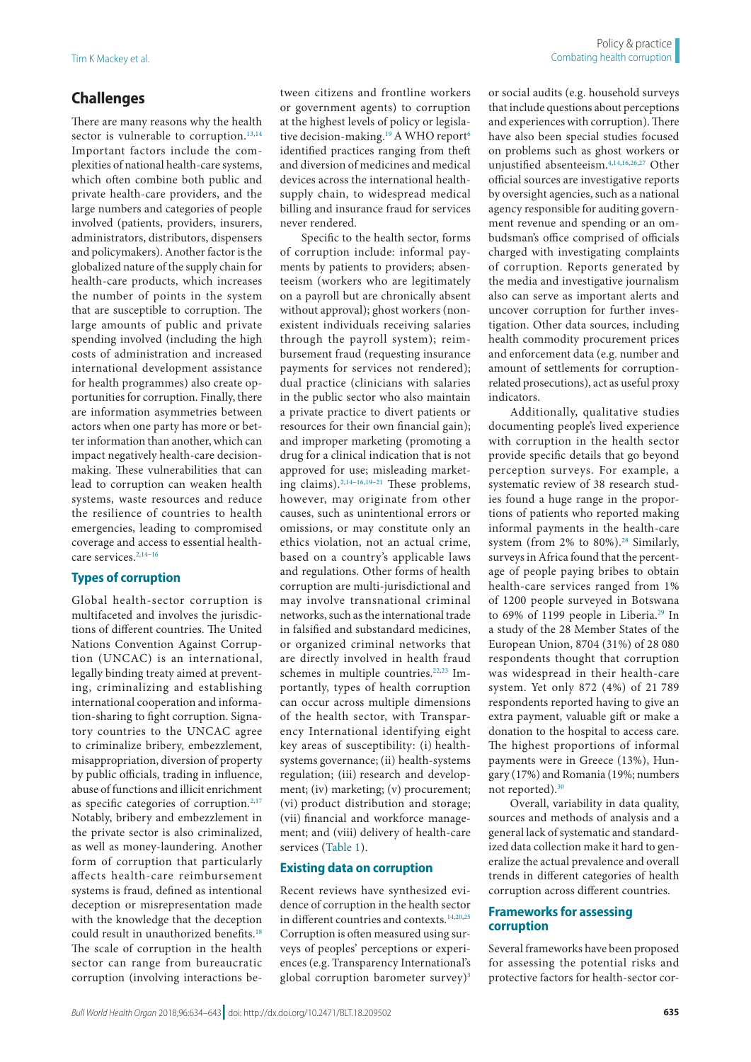## Challenges

There are many reasons why the health sector is vulnerable to corruption.[13,14] Important factors include the complexities of national health-care systems, which often combine both public and private health-care providers, and the large numbers and categories of people involved (patients, providers, insurers, administrators, distributors, dispensers and policymakers). Another factor is the globalized nature of the supply chain for health-care products, which increases the number of points in the system that are susceptible to corruption. The large amounts of public and private spending involved (including the high costs of administration and increased international development assistance for health programmes) also create opportunities for corruption. Finally, there are information asymmetries between actors when one party has more or better information than another, which can impact negatively health-care decision-making. These vulnerabilities that can lead to corruption can weaken health systems, waste resources and reduce the resilience of countries to health emergencies, leading to compromised coverage and access to essential health-care services.[2,14–16]

### Types of corruption

Global health-sector corruption is multifaceted and involves the jurisdictions of different countries. The United Nations Convention Against Corruption (UNCAC) is an international, legally binding treaty aimed at preventing, criminalizing and establishing international cooperation and information-sharing to fight corruption. Signatory countries to the UNCAC agree to criminalize bribery, embezzlement, misappropriation, diversion of property by public officials, trading in influence, abuse of functions and illicit enrichment as specific categories of corruption.[2,17] Notably, bribery and embezzlement in the private sector is also criminalized, as well as money-laundering. Another form of corruption that particularly affects health-care reimbursement systems is fraud, defined as intentional deception or misrepresentation made with the knowledge that the deception could result in unauthorized benefits.[18] The scale of corruption in the health sector can range from bureaucratic corruption (involving interactions between citizens and frontline workers or government agents) to corruption at the highest levels of policy or legislative decision-making.[19] A WHO report[6] identified practices ranging from theft and diversion of medicines and medical devices across the international health-supply chain, to widespread medical billing and insurance fraud for services never rendered.

Specific to the health sector, forms of corruption include: informal payments by patients to providers; absenteeism (workers who are legitimately on a payroll but are chronically absent without approval); ghost workers (non-existent individuals receiving salaries through the payroll system); reimbursement fraud (requesting insurance payments for services not rendered); dual practice (clinicians with salaries in the public sector who also maintain a private practice to divert patients or resources for their own financial gain); and improper marketing (promoting a drug for a clinical indication that is not approved for use; misleading marketing claims).[2,14–16,19–21] These problems, however, may originate from other causes, such as unintentional errors or omissions, or may constitute only an ethics violation, not an actual crime, based on a country's applicable laws and regulations. Other forms of health corruption are multi-jurisdictional and may involve transnational criminal networks, such as the international trade in falsified and substandard medicines, or organized criminal networks that are directly involved in health fraud schemes in multiple countries.[22,23] Importantly, types of health corruption can occur across multiple dimensions of the health sector, with Transparency International identifying eight key areas of susceptibility: (i) health-systems governance; (ii) health-systems regulation; (iii) research and development; (iv) marketing; (v) procurement; (vi) product distribution and storage; (vii) financial and workforce management; and (viii) delivery of health-care services (Table 1).

### Existing data on corruption

Recent reviews have synthesized evidence of corruption in the health sector in different countries and contexts.[14,20,25] Corruption is often measured using surveys of peoples' perceptions or experiences (e.g. Transparency International's global corruption barometer survey)[3] or social audits (e.g. household surveys that include questions about perceptions and experiences with corruption). There have also been special studies focused on problems such as ghost workers or unjustified absenteeism.[4,14,16,26,27] Other official sources are investigative reports by oversight agencies, such as a national agency responsible for auditing government revenue and spending or an ombudsman's office comprised of officials charged with investigating complaints of corruption. Reports generated by the media and investigative journalism also can serve as important alerts and uncover corruption for further investigation. Other data sources, including health commodity procurement prices and enforcement data (e.g. number and amount of settlements for corruption-related prosecutions), act as useful proxy indicators.

Additionally, qualitative studies documenting people's lived experience with corruption in the health sector provide specific details that go beyond perception surveys. For example, a systematic review of 38 research studies found a huge range in the proportions of patients who reported making informal payments in the health-care system (from 2% to 80%).[28] Similarly, surveys in Africa found that the percentage of people paying bribes to obtain health-care services ranged from 1% of 1200 people surveyed in Botswana to 69% of 1199 people in Liberia.[29] In a study of the 28 Member States of the European Union, 8704 (31%) of 28 080 respondents thought that corruption was widespread in their health-care system. Yet only 872 (4%) of 21 789 respondents reported having to give an extra payment, valuable gift or make a donation to the hospital to access care. The highest proportions of informal payments were in Greece (13%), Hungary (17%) and Romania (19%; numbers not reported).[30]

Overall, variability in data quality, sources and methods of analysis and a general lack of systematic and standardized data collection make it hard to generalize the actual prevalence and overall trends in different categories of health corruption across different countries.

### Frameworks for assessing corruption

Several frameworks have been proposed for assessing the potential risks and protective factors for health-sector cor-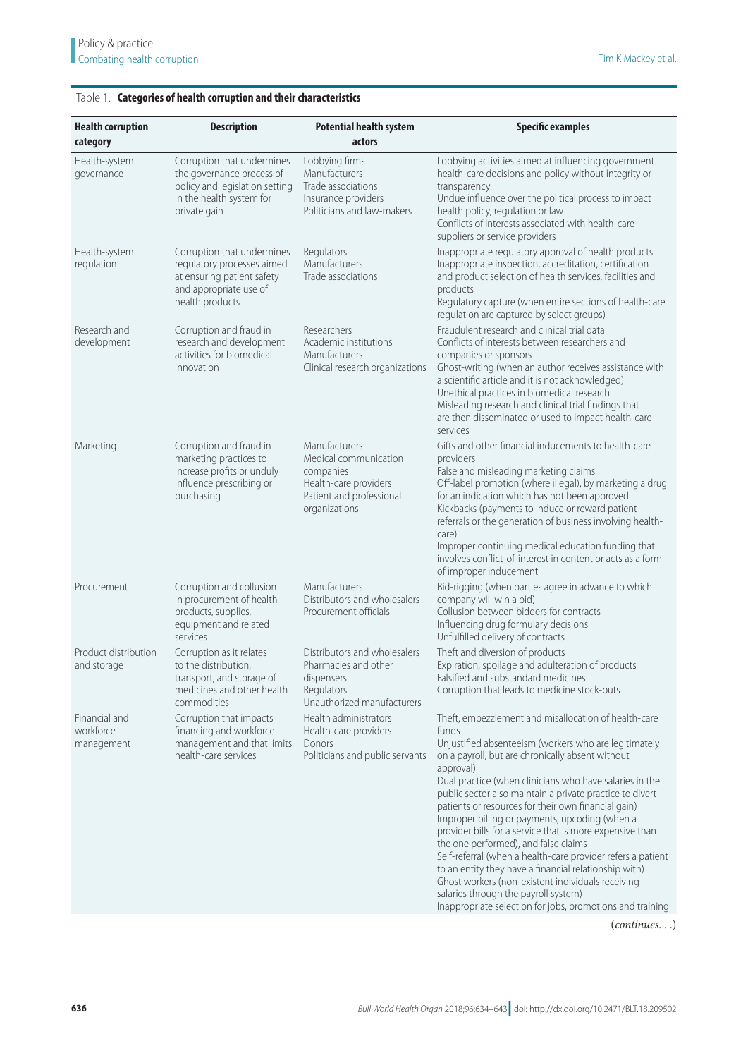Table 1. **Categories of health corruption and their characteristics**

| Health corruption category | Description | Potential health system actors | Specific examples |
|---|---|---|---|
| Health-system governance | Corruption that undermines the governance process of policy and legislation setting in the health system for private gain | Lobbying firms<br>Manufacturers<br>Trade associations<br>Insurance providers<br>Politicians and law-makers | Lobbying activities aimed at influencing government health-care decisions and policy without integrity or transparency<br>Undue influence over the political process to impact health policy, regulation or law<br>Conflicts of interests associated with health-care suppliers or service providers |
| Health-system regulation | Corruption that undermines regulatory processes aimed at ensuring patient safety and appropriate use of health products | Regulators<br>Manufacturers<br>Trade associations | Inappropriate regulatory approval of health products<br>Inappropriate inspection, accreditation, certification and product selection of health services, facilities and products<br>Regulatory capture (when entire sections of health-care regulation are captured by select groups) |
| Research and development | Corruption and fraud in research and development activities for biomedical innovation | Researchers<br>Academic institutions<br>Manufacturers<br>Clinical research organizations | Fraudulent research and clinical trial data<br>Conflicts of interests between researchers and companies or sponsors<br>Ghost-writing (when an author receives assistance with a scientific article and it is not acknowledged)<br>Unethical practices in biomedical research<br>Misleading research and clinical trial findings that are then disseminated or used to impact health-care services |
| Marketing | Corruption and fraud in marketing practices to increase profits or unduly influence prescribing or purchasing | Manufacturers<br>Medical communication companies<br>Health-care providers<br>Patient and professional organizations | Gifts and other financial inducements to health-care providers<br>False and misleading marketing claims<br>Off-label promotion (where illegal), by marketing a drug for an indication which has not been approved<br>Kickbacks (payments to induce or reward patient referrals or the generation of business involving health-care)<br>Improper continuing medical education funding that involves conflict-of-interest in content or acts as a form of improper inducement |
| Procurement | Corruption and collusion in procurement of health products, supplies, equipment and related services | Manufacturers<br>Distributors and wholesalers<br>Procurement officials | Bid-rigging (when parties agree in advance to which company will win a bid)<br>Collusion between bidders for contracts<br>Influencing drug formulary decisions<br>Unfulfilled delivery of contracts |
| Product distribution and storage | Corruption as it relates to the distribution, transport, and storage of medicines and other health commodities | Distributors and wholesalers<br>Pharmacies and other dispensers<br>Regulators<br>Unauthorized manufacturers | Theft and diversion of products<br>Expiration, spoilage and adulteration of products<br>Falsified and substandard medicines<br>Corruption that leads to medicine stock-outs |
| Financial and workforce management | Corruption that impacts financing and workforce management and that limits health-care services | Health administrators<br>Health-care providers<br>Donors<br>Politicians and public servants | Theft, embezzlement and misallocation of health-care funds<br>Unjustified absenteeism (workers who are legitimately on a payroll, but are chronically absent without approval)<br>Dual practice (when clinicians who have salaries in the public sector also maintain a private practice to divert patients or resources for their own financial gain)<br>Improper billing or payments, upcoding (when a provider bills for a service that is more expensive than the one performed), and false claims<br>Self-referral (when a health-care provider refers a patient to an entity they have a financial relationship with)<br>Ghost workers (non-existent individuals receiving salaries through the payroll system)<br>Inappropriate selection for jobs, promotions and training |

(*continues. . .*)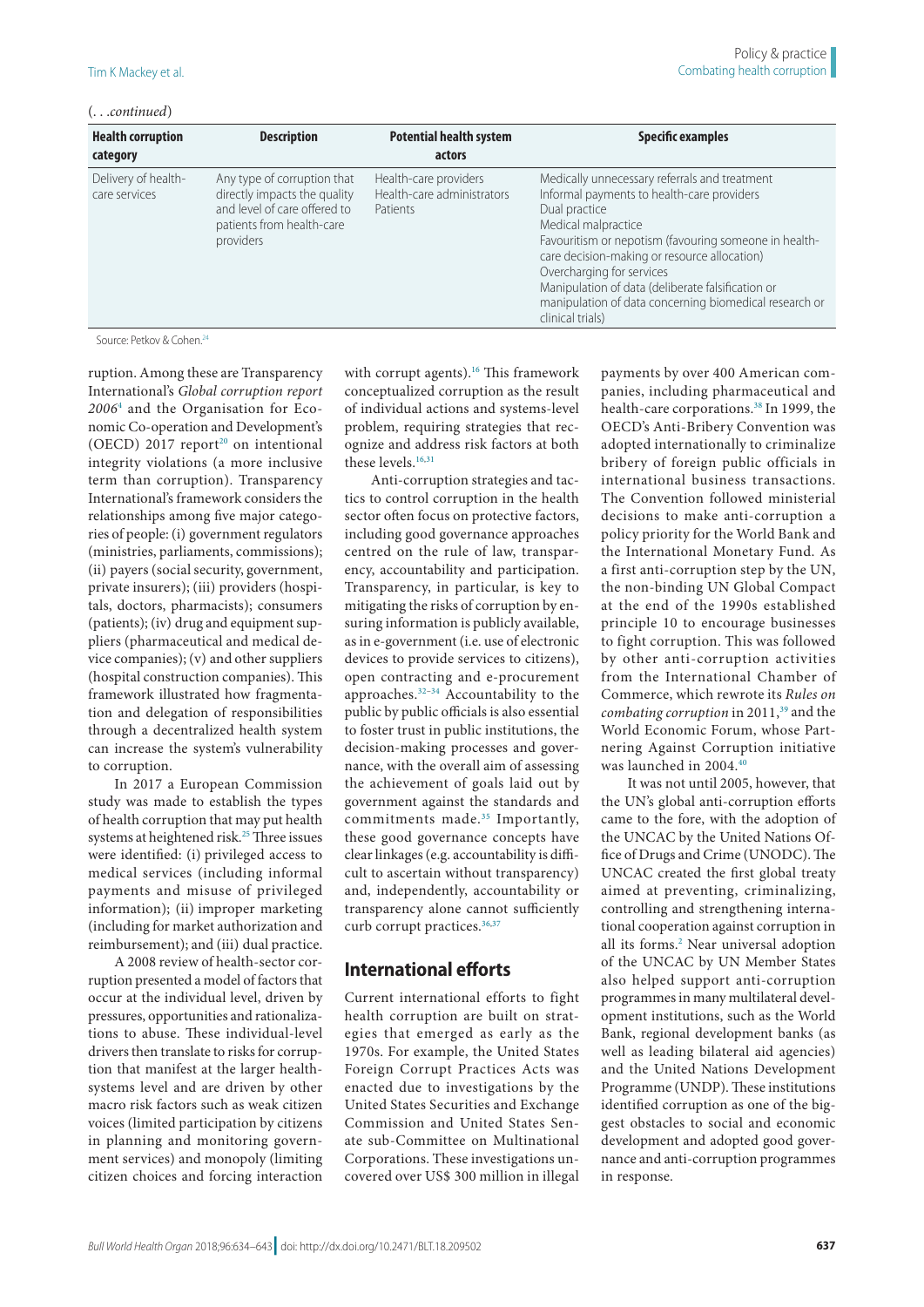(. . .continued)

| Health corruption category | Description | Potential health system actors | Specific examples |
| --- | --- | --- | --- |
| Delivery of health-care services | Any type of corruption that directly impacts the quality and level of care offered to patients from health-care providers | Health-care providers<br>Health-care administrators<br>Patients | Medically unnecessary referrals and treatment<br>Informal payments to health-care providers<br>Dual practice<br>Medical malpractice<br>Favouritism or nepotism (favouring someone in health-care decision-making or resource allocation)<br>Overcharging for services<br>Manipulation of data (deliberate falsification or manipulation of data concerning biomedical research or clinical trials) |

Source: Petkov & Cohen.[24]

ruption. Among these are Transparency International's *Global corruption report 2006*[1] and the Organisation for Economic Co-operation and Development's (OECD) 2017 report[20] on intentional integrity violations (a more inclusive term than corruption). Transparency International's framework considers the relationships among five major categories of people: (i) government regulators (ministries, parliaments, commissions); (ii) payers (social security, government, private insurers); (iii) providers (hospitals, doctors, pharmacists); consumers (patients); (iv) drug and equipment suppliers (pharmaceutical and medical device companies); (v) and other suppliers (hospital construction companies). This framework illustrated how fragmentation and delegation of responsibilities through a decentralized health system can increase the system's vulnerability to corruption.

In 2017 a European Commission study was made to establish the types of health corruption that may put health systems at heightened risk.[25] Three issues were identified: (i) privileged access to medical services (including informal payments and misuse of privileged information); (ii) improper marketing (including for market authorization and reimbursement); and (iii) dual practice.

A 2008 review of health-sector corruption presented a model of factors that occur at the individual level, driven by pressures, opportunities and rationalizations to abuse. These individual-level drivers then translate to risks for corruption that manifest at the larger health-systems level and are driven by other macro risk factors such as weak citizen voices (limited participation by citizens in planning and monitoring government services) and monopoly (limiting citizen choices and forcing interaction with corrupt agents).[16] This framework conceptualized corruption as the result of individual actions and systems-level problem, requiring strategies that recognize and address risk factors at both these levels.[16,31]

Anti-corruption strategies and tactics to control corruption in the health sector often focus on protective factors, including good governance approaches centred on the rule of law, transparency, accountability and participation. Transparency, in particular, is key to mitigating the risks of corruption by ensuring information is publicly available, as in e-government (i.e. use of electronic devices to provide services to citizens), open contracting and e-procurement approaches.[32–34] Accountability to the public by public officials is also essential to foster trust in public institutions, the decision-making processes and governance, with the overall aim of assessing the achievement of goals laid out by government against the standards and commitments made.[35] Importantly, these good governance concepts have clear linkages (e.g. accountability is difficult to ascertain without transparency) and, independently, accountability or transparency alone cannot sufficiently curb corrupt practices.[36,37]

## International efforts

Current international efforts to fight health corruption are built on strategies that emerged as early as the 1970s. For example, the United States Foreign Corrupt Practices Acts was enacted due to investigations by the United States Securities and Exchange Commission and United States Senate sub-Committee on Multinational Corporations. These investigations uncovered over US$ 300 million in illegal payments by over 400 American companies, including pharmaceutical and health-care corporations.[38] In 1999, the OECD's Anti-Bribery Convention was adopted internationally to criminalize bribery of foreign public officials in international business transactions. The Convention followed ministerial decisions to make anti-corruption a policy priority for the World Bank and the International Monetary Fund. As a first anti-corruption step by the UN, the non-binding UN Global Compact at the end of the 1990s established principle 10 to encourage businesses to fight corruption. This was followed by other anti-corruption activities from the International Chamber of Commerce, which rewrote its *Rules on combating corruption* in 2011,[39] and the World Economic Forum, whose Partnering Against Corruption initiative was launched in 2004.[40]

It was not until 2005, however, that the UN's global anti-corruption efforts came to the fore, with the adoption of the UNCAC by the United Nations Office of Drugs and Crime (UNODC). The UNCAC created the first global treaty aimed at preventing, criminalizing, controlling and strengthening international cooperation against corruption in all its forms.[2] Near universal adoption of the UNCAC by UN Member States also helped support anti-corruption programmes in many multilateral development institutions, such as the World Bank, regional development banks (as well as leading bilateral aid agencies) and the United Nations Development Programme (UNDP). These institutions identified corruption as one of the biggest obstacles to social and economic development and adopted good governance and anti-corruption programmes in response.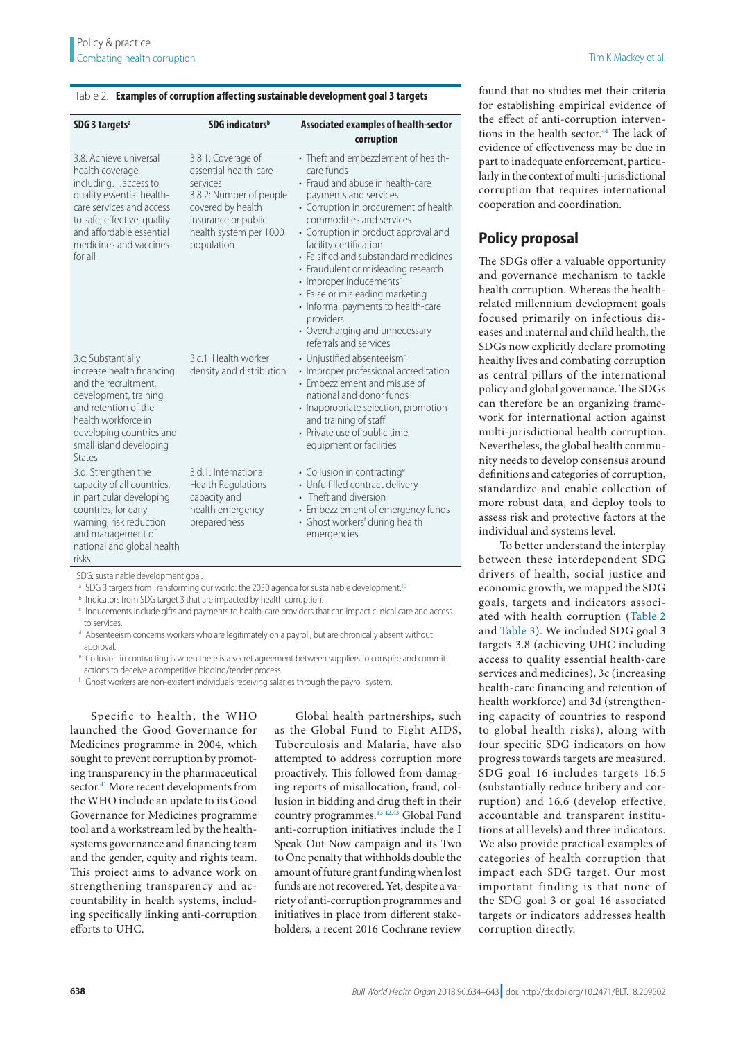Table 2. **Examples of corruption affecting sustainable development goal 3 targets**

| SDG 3 targets[a] | SDG indicators[b] | Associated examples of health-sector corruption |
|---|---|---|
| 3.8: Achieve universal health coverage, including…access to quality essential health-care services and access to safe, effective, quality and affordable essential medicines and vaccines for all | 3.8.1: Coverage of essential health-care services<br>3.8.2: Number of people covered by health insurance or public health system per 1000 population | • Theft and embezzlement of health-care funds<br>• Fraud and abuse in health-care payments and services<br>• Corruption in procurement of health commodities and services<br>• Corruption in product approval and facility certification<br>• Falsified and substandard medicines<br>• Fraudulent or misleading research<br>• Improper inducements[c]<br>• False or misleading marketing<br>• Informal payments to health-care providers<br>• Overcharging and unnecessary referrals and services |
| 3.c: Substantially increase health financing and the recruitment, development, training and retention of the health workforce in developing countries and small island developing States | 3.c.1: Health worker density and distribution | • Unjustified absenteeism[d]<br>• Improper professional accreditation<br>• Embezzlement and misuse of national and donor funds<br>• Inappropriate selection, promotion and training of staff<br>• Private use of public time, equipment or facilities |
| 3.d: Strengthen the capacity of all countries, in particular developing countries, for early warning, risk reduction and management of national and global health risks | 3.d.1: International Health Regulations capacity and health emergency preparedness | • Collusion in contracting[e]<br>• Unfulfilled contract delivery<br>• Theft and diversion<br>• Embezzlement of emergency funds<br>• Ghost workers[f] during health emergencies |

SDG: sustainable development goal.

[a] SDG 3 targets from Transforming our world: the 2030 agenda for sustainable development.[10]

[b] Indicators from SDG target 3 that are impacted by health corruption.

[c] Inducements include gifts and payments to health-care providers that can impact clinical care and access to services.

[d] Absenteeism concerns workers who are legitimately on a payroll, but are chronically absent without approval.

[e] Collusion in contracting is when there is a secret agreement between suppliers to conspire and commit actions to deceive a competitive bidding/tender process.

[f] Ghost workers are non-existent individuals receiving salaries through the payroll system.

Specific to health, the WHO launched the Good Governance for Medicines programme in 2004, which sought to prevent corruption by promoting transparency in the pharmaceutical sector.[41] More recent developments from the WHO include an update to its Good Governance for Medicines programme tool and a workstream led by the health-systems governance and financing team and the gender, equity and rights team. This project aims to advance work on strengthening transparency and accountability in health systems, including specifically linking anti-corruption efforts to UHC.

Global health partnerships, such as the Global Fund to Fight AIDS, Tuberculosis and Malaria, have also attempted to address corruption more proactively. This followed from damaging reports of misallocation, fraud, collusion in bidding and drug theft in their country programmes.[13,42,43] Global Fund anti-corruption initiatives include the I Speak Out Now campaign and its Two to One penalty that withholds double the amount of future grant funding when lost funds are not recovered. Yet, despite a variety of anti-corruption programmes and initiatives in place from different stakeholders, a recent 2016 Cochrane review found that no studies met their criteria for establishing empirical evidence of the effect of anti-corruption interventions in the health sector.[44] The lack of evidence of effectiveness may be due in part to inadequate enforcement, particularly in the context of multi-jurisdictional corruption that requires international cooperation and coordination.

## Policy proposal

The SDGs offer a valuable opportunity and governance mechanism to tackle health corruption. Whereas the health-related millennium development goals focused primarily on infectious diseases and maternal and child health, the SDGs now explicitly declare promoting healthy lives and combating corruption as central pillars of the international policy and global governance. The SDGs can therefore be an organizing framework for international action against multi-jurisdictional health corruption. Nevertheless, the global health community needs to develop consensus around definitions and categories of corruption, standardize and enable collection of more robust data, and deploy tools to assess risk and protective factors at the individual and systems level.

To better understand the interplay between these interdependent SDG drivers of health, social justice and economic growth, we mapped the SDG goals, targets and indicators associated with health corruption (Table 2 and Table 3). We included SDG goal 3 targets 3.8 (achieving UHC including access to quality essential health-care services and medicines), 3c (increasing health-care financing and retention of health workforce) and 3d (strengthening capacity of countries to respond to global health risks), along with four specific SDG indicators on how progress towards targets are measured. SDG goal 16 includes targets 16.5 (substantially reduce bribery and corruption) and 16.6 (develop effective, accountable and transparent institutions at all levels) and three indicators. We also provide practical examples of categories of health corruption that impact each SDG target. Our most important finding is that none of the SDG goal 3 or goal 16 associated targets or indicators addresses health corruption directly.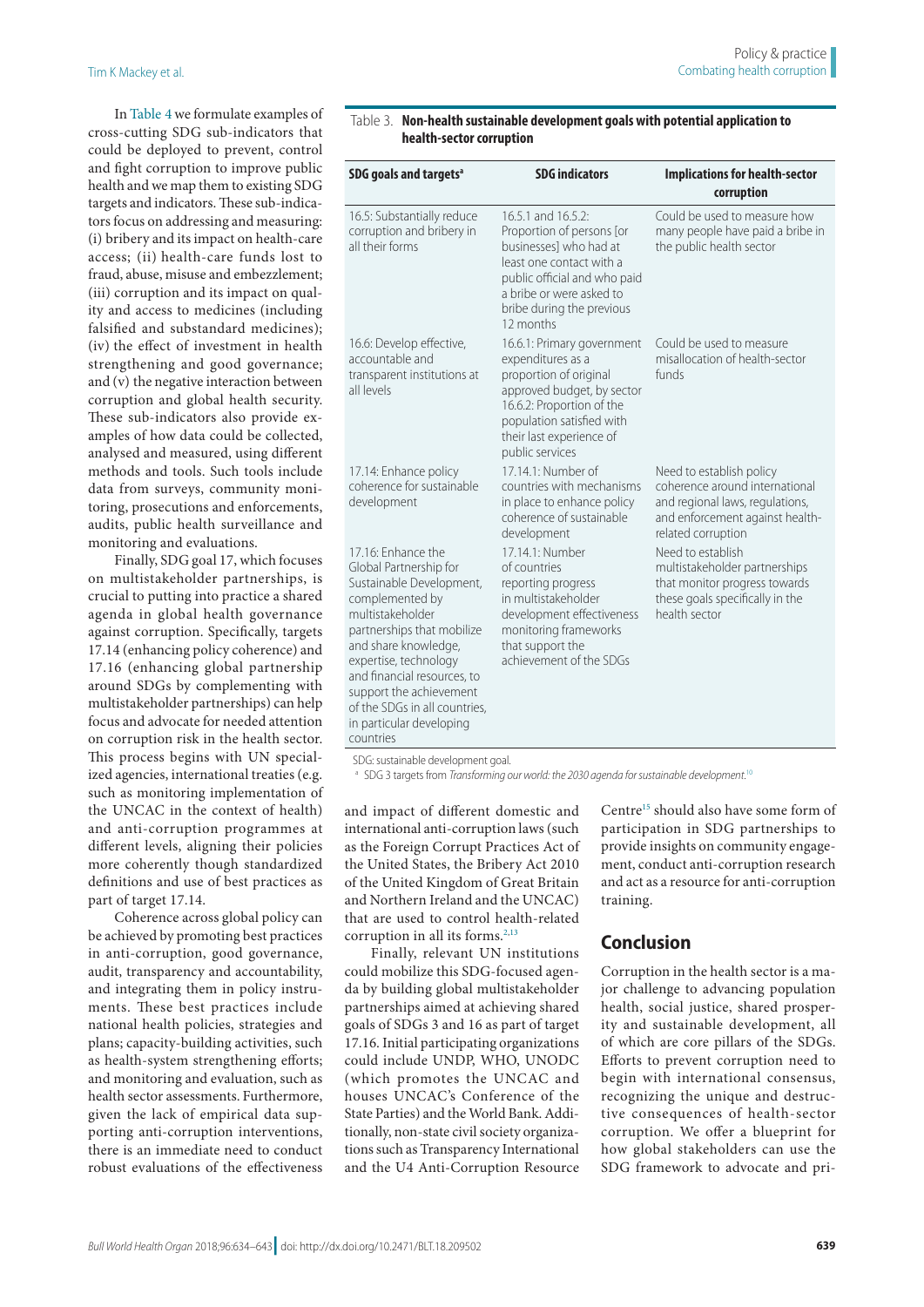In Table 4 we formulate examples of cross-cutting SDG sub-indicators that could be deployed to prevent, control and fight corruption to improve public health and we map them to existing SDG targets and indicators. These sub-indicators focus on addressing and measuring: (i) bribery and its impact on health-care access; (ii) health-care funds lost to fraud, abuse, misuse and embezzlement; (iii) corruption and its impact on quality and access to medicines (including falsified and substandard medicines); (iv) the effect of investment in health strengthening and good governance; and (v) the negative interaction between corruption and global health security. These sub-indicators also provide examples of how data could be collected, analysed and measured, using different methods and tools. Such tools include data from surveys, community monitoring, prosecutions and enforcements, audits, public health surveillance and monitoring and evaluations.

Finally, SDG goal 17, which focuses on multistakeholder partnerships, is crucial to putting into practice a shared agenda in global health governance against corruption. Specifically, targets 17.14 (enhancing policy coherence) and 17.16 (enhancing global partnership around SDGs by complementing with multistakeholder partnerships) can help focus and advocate for needed attention on corruption risk in the health sector. This process begins with UN specialized agencies, international treaties (e.g. such as monitoring implementation of the UNCAC in the context of health) and anti-corruption programmes at different levels, aligning their policies more coherently though standardized definitions and use of best practices as part of target 17.14.

Coherence across global policy can be achieved by promoting best practices in anti-corruption, good governance, audit, transparency and accountability, and integrating them in policy instruments. These best practices include national health policies, strategies and plans; capacity-building activities, such as health-system strengthening efforts; and monitoring and evaluation, such as health sector assessments. Furthermore, given the lack of empirical data supporting anti-corruption interventions, there is an immediate need to conduct robust evaluations of the effectiveness and impact of different domestic and international anti-corruption laws (such as the Foreign Corrupt Practices Act of the United States, the Bribery Act 2010 of the United Kingdom of Great Britain and Northern Ireland and the UNCAC) that are used to control health-related corruption in all its forms.[2,13]

Finally, relevant UN institutions could mobilize this SDG-focused agenda by building global multistakeholder partnerships aimed at achieving shared goals of SDGs 3 and 16 as part of target 17.16. Initial participating organizations could include UNDP, WHO, UNODC (which promotes the UNCAC and houses UNCAC's Conference of the State Parties) and the World Bank. Additionally, non-state civil society organizations such as Transparency International and the U4 Anti-Corruption Resource Centre[15] should also have some form of participation in SDG partnerships to provide insights on community engagement, conduct anti-corruption research and act as a resource for anti-corruption training.

Table 3. **Non-health sustainable development goals with potential application to health-sector corruption**

| SDG goals and targets[a] | SDG indicators | Implications for health-sector corruption |
|---|---|---|
| 16.5: Substantially reduce corruption and bribery in all their forms | 16.5.1 and 16.5.2: Proportion of persons [or businesses] who had at least one contact with a public official and who paid a bribe or were asked to bribe during the previous 12 months | Could be used to measure how many people have paid a bribe in the public health sector |
| 16.6: Develop effective, accountable and transparent institutions at all levels | 16.6.1: Primary government expenditures as a proportion of original approved budget, by sector 16.6.2: Proportion of the population satisfied with their last experience of public services | Could be used to measure misallocation of health-sector funds |
| 17.14: Enhance policy coherence for sustainable development | 17.14.1: Number of countries with mechanisms in place to enhance policy coherence of sustainable development | Need to establish policy coherence around international and regional laws, regulations, and enforcement against health-related corruption |
| 17.16: Enhance the Global Partnership for Sustainable Development, complemented by multistakeholder partnerships that mobilize and share knowledge, expertise, technology and financial resources, to support the achievement of the SDGs in all countries, in particular developing countries | 17.14.1: Number of countries reporting progress in multistakeholder development effectiveness monitoring frameworks that support the achievement of the SDGs | Need to establish multistakeholder partnerships that monitor progress towards these goals specifically in the health sector |

SDG: sustainable development goal.

[a] SDG 3 targets from *Transforming our world: the 2030 agenda for sustainable development*.[10]

## Conclusion

Corruption in the health sector is a major challenge to advancing population health, social justice, shared prosperity and sustainable development, all of which are core pillars of the SDGs. Efforts to prevent corruption need to begin with international consensus, recognizing the unique and destructive consequences of health-sector corruption. We offer a blueprint for how global stakeholders can use the SDG framework to advocate and pri-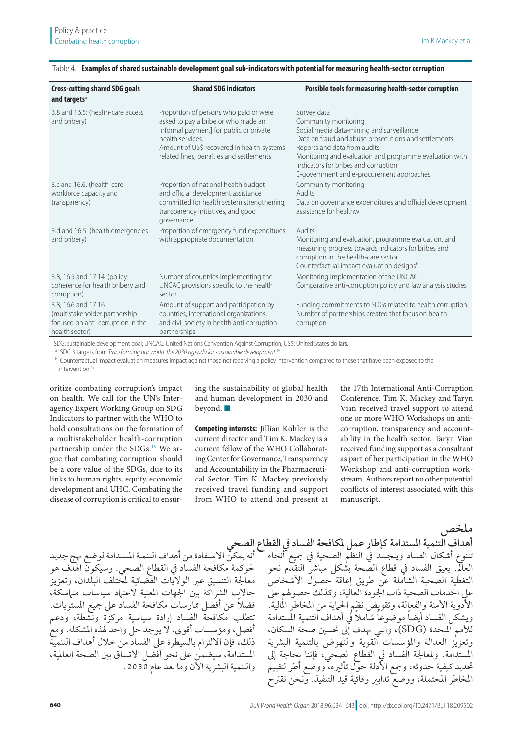Table 4. **Examples of shared sustainable development goal sub-indicators with potential for measuring health-sector corruption**

| Cross-cutting shared SDG goals and targets[a] | Shared SDG indicators | Possible tools for measuring health-sector corruption |
|---|---|---|
| 3.8 and 16.5: (health-care access and bribery) | Proportion of persons who paid or were asked to pay a bribe or who made an informal payment] for public or private health services. Amount of US$ recovered in health-systems-related fines, penalties and settlements | Survey data<br>Community monitoring<br>Social media data-mining and surveillance<br>Data on fraud and abuse prosecutions and settlements<br>Reports and data from audits<br>Monitoring and evaluation and programme evaluation with indicators for bribes and corruption<br>E-government and e-procurement approaches |
| 3.c and 16.6: (health-care workforce capacity and transparency) | Proportion of national health budget and official development assistance committed for health system strengthening, transparency initiatives, and good governance | Community monitoring<br>Audits<br>Data on governance expenditures and official development assistance for healthw |
| 3.d and 16.5: (health emergencies and bribery) | Proportion of emergency fund expenditures with appropriate documentation | Audits<br>Monitoring and evaluation, programme evaluation, and measuring progress towards indicators for bribes and corruption in the health-care sector<br>Counterfactual impact evaluation designs[b] |
| 3.8, 16.5 and 17.14: (policy coherence for health bribery and corruption) | Number of countries implementing the UNCAC provisions specific to the health sector | Monitoring implementation of the UNCAC<br>Comparative anti-corruption policy and law analysis studies |
| 3.8, 16.6 and 17.16: (multistakeholder partnership focused on anti-corruption in the health sector) | Amount of support and participation by countries, international organizations, and civil society in health anti-corruption partnerships | Funding commitments to SDGs related to health corruption<br>Number of partnerships created that focus on health corruption |

SDG: sustainable development goal; UNCAC: United Nations Convention Against Corruption; US$: United States dollars.

[a] SDG 3 targets from *Transforming our world: the 2030 agenda for sustainable development*.[10]

[b] Counterfactual impact evaluation measures impact against those not receiving a policy intervention compared to those that have been exposed to the intervention.[45]

oritize combating corruption's impact on health. We call for the UN's Inter-agency Expert Working Group on SDG Indicators to partner with the WHO to hold consultations on the formation of a multistakeholder health-corruption partnership under the SDGs.[13] We argue that combating corruption should be a core value of the SDGs, due to its links to human rights, equity, economic development and UHC. Combating the disease of corruption is critical to ensuring the sustainability of global health and human development in 2030 and beyond. ■

**Competing interests:** Jillian Kohler is the current director and Tim K. Mackey is a current fellow of the WHO Collaborating Center for Governance, Transparency and Accountability in the Pharmaceutical Sector. Tim K. Mackey previously received travel funding and support from WHO to attend and present at the 17th International Anti-Corruption Conference. Tim K. Mackey and Taryn Vian received travel support to attend one or more WHO Workshops on anti-corruption, transparency and accountability in the health sector. Taryn Vian received funding support as a consultant as part of her participation in the WHO Workshop and anti-corruption workstream. Authors report no other potential conflicts of interest associated with this manuscript.

## ملخص

### أهداف التنمية المستدامة كإطار عمل لمكافحة الفساد في القطاع الصحي

تتنوع أشكال الفساد ويتجسد في النظم الصحية في جميع أنحاء العالم. يعيق الفساد في قطاع الصحة بشكل مباشر التقدم نحو التغطية الصحية الشاملة عن طريق إعاقة حصول الأشخاص على الخدمات الصحية ذات الجودة العالية، وكذلك حصولهم على الأدوية الآمنة والفعالة، وتقويض نظم الحماية من المخاطر المالية. ويشكل الفساد أيضاً موضوعاً شاملاً في أهداف التنمية المستدامة للأمم المتحدة (SDG)، والتي تهدف إلى تحسين صحة السكان، وتعزيز العدالة والمؤسسات القوية والنهوض بالتنمية البشرية المستدامة. ولمعالجة الفساد في القطاع الصحي، فإننا بحاجة إلى تحديد كيفية حدوثه، وجمع الأدلة حول تأثيره، ووضع أطر لتقييم المخاطر المحتملة، ووضع تدابير وقائية قيد التنفيذ. ونحن نقترح أنه يمكن الاستفادة من أهداف التنمية المستدامة لوضع نهج جديد لحوكمة مكافحة الفساد في القطاع الصحي. وسيكون الهدف هو معالجة التنسيق عبر الولايات القضائية لمختلف البلدان، وتعزيز حالات الشراكة بين الجهات المعنية لاعتماد سياسات متماسكة، فضلاً عن أفضل ممارسات مكافحة الفساد على جميع المستويات. تتطلب مكافحة الفساد إرادة سياسية مركزة ونشطة، ودعم أفضل، ومؤسسات أقوى. لا يوجد حل واحد لهذه المشكلة. ومع ذلك، فإن الالتزام بالسيطرة على الفساد من خلال أهداف التنمية المستدامة، سيضمن على نحو أفضل الاتساق بين الصحة العالمية، والتنمية البشرية الآن وما بعد عام 2030.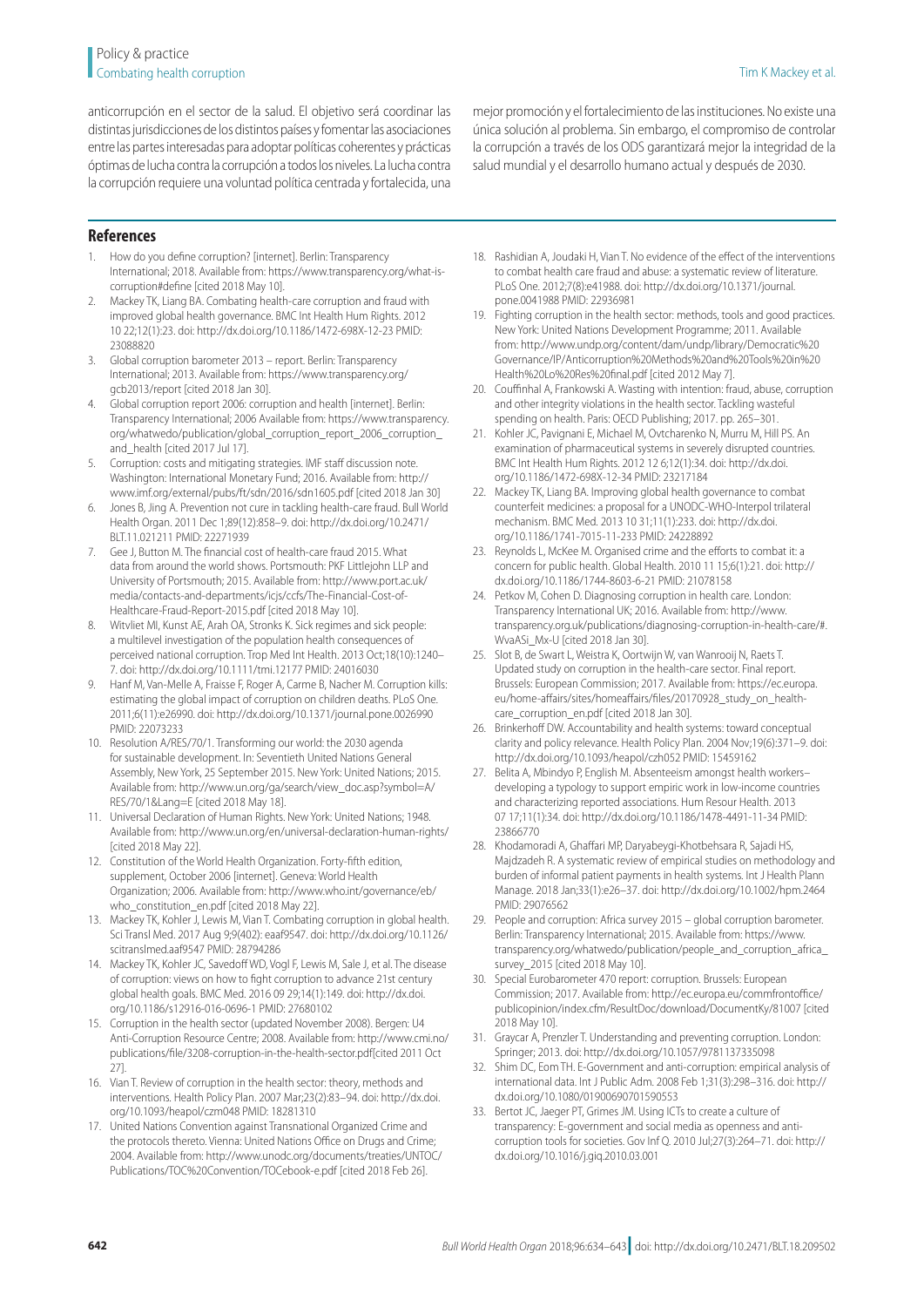anticorrupción en el sector de la salud. El objetivo será coordinar las distintas jurisdicciones de los distintos países y fomentar las asociaciones entre las partes interesadas para adoptar políticas coherentes y prácticas óptimas de lucha contra la corrupción a todos los niveles. La lucha contra la corrupción requiere una voluntad política centrada y fortalecida, una mejor promoción y el fortalecimiento de las instituciones. No existe una única solución al problema. Sin embargo, el compromiso de controlar la corrupción a través de los ODS garantizará mejor la integridad de la salud mundial y el desarrollo humano actual y después de 2030.

## References

1. How do you define corruption? [internet]. Berlin: Transparency International; 2018. Available from: https://www.transparency.org/what-is-corruption#define [cited 2018 May 10].
2. Mackey TK, Liang BA. Combating health-care corruption and fraud with improved global health governance. BMC Int Health Hum Rights. 2012 10 22;12(1):23. doi: http://dx.doi.org/10.1186/1472-698X-12-23 PMID: 23088820
3. Global corruption barometer 2013 – report. Berlin: Transparency International; 2013. Available from: https://www.transparency.org/gcb2013/report [cited 2018 Jan 30].
4. Global corruption report 2006: corruption and health [internet]. Berlin: Transparency International; 2006 Available from: https://www.transparency.org/whatwedo/publication/global_corruption_report_2006_corruption_and_health [cited 2017 Jul 17].
5. Corruption: costs and mitigating strategies. IMF staff discussion note. Washington: International Monetary Fund; 2016. Available from: http://www.imf.org/external/pubs/ft/sdn/2016/sdn1605.pdf [cited 2018 Jan 30]
6. Jones B, Jing A. Prevention not cure in tackling health-care fraud. Bull World Health Organ. 2011 Dec 1;89(12):858–9. doi: http://dx.doi.org/10.2471/BLT.11.021211 PMID: 22271939
7. Gee J, Button M. The financial cost of health-care fraud 2015. What data from around the world shows. Portsmouth: PKF Littlejohn LLP and University of Portsmouth; 2015. Available from: http://www.port.ac.uk/media/contacts-and-departments/icjs/ccfs/The-Financial-Cost-of-Healthcare-Fraud-Report-2015.pdf [cited 2018 May 10].
8. Witvliet MI, Kunst AE, Arah OA, Stronks K. Sick regimes and sick people: a multilevel investigation of the population health consequences of perceived national corruption. Trop Med Int Health. 2013 Oct;18(10):1240–7. doi: http://dx.doi.org/10.1111/tmi.12177 PMID: 24016030
9. Hanf M, Van-Melle A, Fraisse F, Roger A, Carme B, Nacher M. Corruption kills: estimating the global impact of corruption on children deaths. PLoS One. 2011;6(11):e26990. doi: http://dx.doi.org/10.1371/journal.pone.0026990 PMID: 22073233
10. Resolution A/RES/70/1. Transforming our world: the 2030 agenda for sustainable development. In: Seventieth United Nations General Assembly, New York, 25 September 2015. New York: United Nations; 2015. Available from: http://www.un.org/ga/search/view_doc.asp?symbol=A/RES/70/1&Lang=E [cited 2018 May 18].
11. Universal Declaration of Human Rights. New York: United Nations; 1948. Available from: http://www.un.org/en/universal-declaration-human-rights/ [cited 2018 May 22].
12. Constitution of the World Health Organization. Forty-fifth edition, supplement, October 2006 [internet]. Geneva: World Health Organization; 2006. Available from: http://www.who.int/governance/eb/who_constitution_en.pdf [cited 2018 May 22].
13. Mackey TK, Kohler J, Lewis M, Vian T. Combating corruption in global health. Sci Transl Med. 2017 Aug 9;9(402): eaaf9547. doi: http://dx.doi.org/10.1126/scitranslmed.aaf9547 PMID: 28794286
14. Mackey TK, Kohler JC, Savedoff WD, Vogl F, Lewis M, Sale J, et al. The disease of corruption: views on how to fight corruption to advance 21st century global health goals. BMC Med. 2016 09 29;14(1):149. doi: http://dx.doi.org/10.1186/s12916-016-0696-1 PMID: 27680102
15. Corruption in the health sector (updated November 2008). Bergen: U4 Anti-Corruption Resource Centre; 2008. Available from: http://www.cmi.no/publications/file/3208-corruption-in-the-health-sector.pdf[cited 2011 Oct 27].
16. Vian T. Review of corruption in the health sector: theory, methods and interventions. Health Policy Plan. 2007 Mar;23(2):83–94. doi: http://dx.doi.org/10.1093/heapol/czm048 PMID: 18281310
17. United Nations Convention against Transnational Organized Crime and the protocols thereto. Vienna: United Nations Office on Drugs and Crime; 2004. Available from: http://www.unodc.org/documents/treaties/UNTOC/Publications/TOC%20Convention/TOCebook-e.pdf [cited 2018 Feb 26].
18. Rashidian A, Joudaki H, Vian T. No evidence of the effect of the interventions to combat health care fraud and abuse: a systematic review of literature. PLoS One. 2012;7(8):e41988. doi: http://dx.doi.org/10.1371/journal.pone.0041988 PMID: 22936981
19. Fighting corruption in the health sector: methods, tools and good practices. New York: United Nations Development Programme; 2011. Available from: http://www.undp.org/content/dam/undp/library/Democratic%20Governance/IP/Anticorruption%20Methods%20and%20Tools%20in%20Health%20Lo%20Res%20final.pdf [cited 2012 May 7].
20. Couffinhal A, Frankowski A. Wasting with intention: fraud, abuse, corruption and other integrity violations in the health sector. Tackling wasteful spending on health. Paris: OECD Publishing; 2017. pp. 265–301.
21. Kohler JC, Pavignani E, Michael M, Ovtcharenko N, Murru M, Hill PS. An examination of pharmaceutical systems in severely disrupted countries. BMC Int Health Hum Rights. 2012 12 6;12(1):34. doi: http://dx.doi.org/10.1186/1472-698X-12-34 PMID: 23217184
22. Mackey TK, Liang BA. Improving global health governance to combat counterfeit medicines: a proposal for a UNODC-WHO-Interpol trilateral mechanism. BMC Med. 2013 10 31;11(1):233. doi: http://dx.doi.org/10.1186/1741-7015-11-233 PMID: 24228892
23. Reynolds L, McKee M. Organised crime and the efforts to combat it: a concern for public health. Global Health. 2010 11 15;6(1):21. doi: http://dx.doi.org/10.1186/1744-8603-6-21 PMID: 21078158
24. Petkov M, Cohen D. Diagnosing corruption in health care. London: Transparency International UK; 2016. Available from: http://www.transparency.org.uk/publications/diagnosing-corruption-in-health-care/#.WvaASi_Mx-U [cited 2018 Jan 30].
25. Slot B, de Swart L, Weistra K, Oortwijn W, van Wanrooij N, Raets T. Updated study on corruption in the health-care sector. Final report. Brussels: European Commission; 2017. Available from: https://ec.europa.eu/home-affairs/sites/homeaffairs/files/20170928_study_on_healthcare_corruption_en.pdf [cited 2018 Jan 30].
26. Brinkerhoff DW. Accountability and health systems: toward conceptual clarity and policy relevance. Health Policy Plan. 2004 Nov;19(6):371–9. doi: http://dx.doi.org/10.1093/heapol/czh052 PMID: 15459162
27. Belita A, Mbindyo P, English M. Absenteeism amongst health workers–developing a typology to support empiric work in low-income countries and characterizing reported associations. Hum Resour Health. 2013 07 17;11(1):34. doi: http://dx.doi.org/10.1186/1478-4491-11-34 PMID: 23866770
28. Khodamoradi A, Ghaffari MP, Daryabeygi-Khotbehsara R, Sajadi HS, Majdzadeh R. A systematic review of empirical studies on methodology and burden of informal patient payments in health systems. Int J Health Plann Manage. 2018 Jan;33(1):e26–37. doi: http://dx.doi.org/10.1002/hpm.2464 PMID: 29076562
29. People and corruption: Africa survey 2015 – global corruption barometer. Berlin: Transparency International; 2015. Available from: https://www.transparency.org/whatwedo/publication/people_and_corruption_africa_survey_2015 [cited 2018 May 10].
30. Special Eurobarometer 470 report: corruption. Brussels: European Commission; 2017. Available from: http://ec.europa.eu/commfrontoffice/publicopinion/index.cfm/ResultDoc/download/DocumentKy/81007 [cited 2018 May 10].
31. Graycar A, Prenzler T. Understanding and preventing corruption. London: Springer; 2013. doi: http://dx.doi.org/10.1057/9781137335098
32. Shim DC, Eom TH. E-Government and anti-corruption: empirical analysis of international data. Int J Public Adm. 2008 Feb 1;31(3):298–316. doi: http://dx.doi.org/10.1080/01900690701590553
33. Bertot JC, Jaeger PT, Grimes JM. Using ICTs to create a culture of transparency: E-government and social media as openness and anti-corruption tools for societies. Gov Inf Q. 2010 Jul;27(3):264–71. doi: http://dx.doi.org/10.1016/j.giq.2010.03.001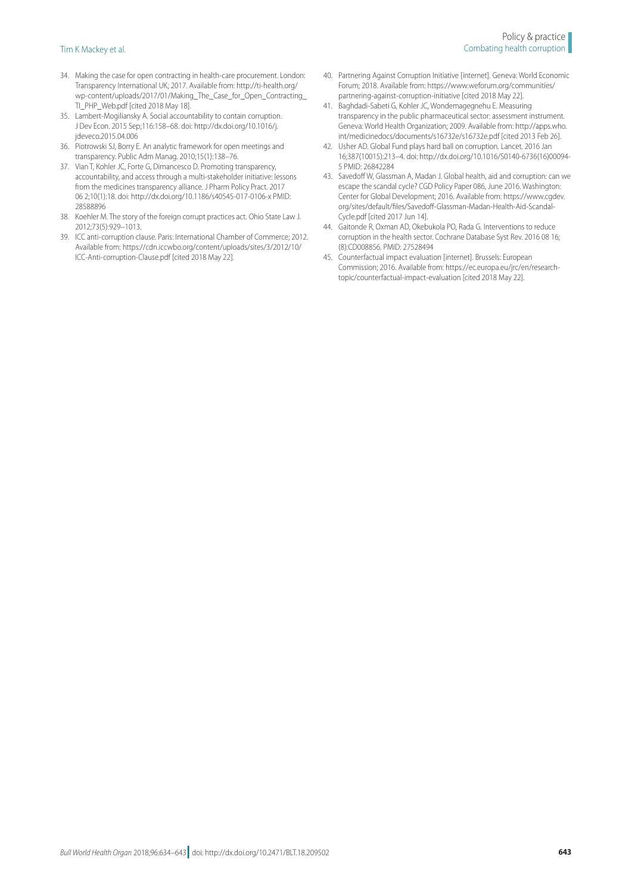34. Making the case for open contracting in health-care procurement. London: Transparency International UK; 2017. Available from: http://ti-health.org/wp-content/uploads/2017/01/Making_The_Case_for_Open_Contracting_TI_PHP_Web.pdf [cited 2018 May 18].
35. Lambert-Mogiliansky A. Social accountability to contain corruption. J Dev Econ. 2015 Sep;116:158–68. doi: http://dx.doi.org/10.1016/j.jdeveco.2015.04.006
36. Piotrowski SJ, Borry E. An analytic framework for open meetings and transparency. Public Adm Manag. 2010;15(1):138–76.
37. Vian T, Kohler JC, Forte G, Dimancesco D. Promoting transparency, accountability, and access through a multi-stakeholder initiative: lessons from the medicines transparency alliance. J Pharm Policy Pract. 2017 06 2;10(1):18. doi: http://dx.doi.org/10.1186/s40545-017-0106-x PMID: 28588896
38. Koehler M. The story of the foreign corrupt practices act. Ohio State Law J. 2012;73(5):929–1013.
39. ICC anti-corruption clause. Paris: International Chamber of Commerce; 2012. Available from: https://cdn.iccwbo.org/content/uploads/sites/3/2012/10/ICC-Anti-corruption-Clause.pdf [cited 2018 May 22].
40. Partnering Against Corruption Initiative [internet]. Geneva: World Economic Forum; 2018. Available from: https://www.weforum.org/communities/partnering-against-corruption-initiative [cited 2018 May 22].
41. Baghdadi-Sabeti G, Kohler JC, Wondemagegnehu E. Measuring transparency in the public pharmaceutical sector: assessment instrument. Geneva: World Health Organization; 2009. Available from: http://apps.who.int/medicinedocs/documents/s16732e/s16732e.pdf [cited 2013 Feb 26].
42. Usher AD. Global Fund plays hard ball on corruption. Lancet. 2016 Jan 16;387(10015):213–4. doi: http://dx.doi.org/10.1016/S0140-6736(16)00094-5 PMID: 26842284
43. Savedoff W, Glassman A, Madan J. Global health, aid and corruption: can we escape the scandal cycle? CGD Policy Paper 086, June 2016. Washington: Center for Global Development; 2016. Available from: https://www.cgdev.org/sites/default/files/Savedoff-Glassman-Madan-Health-Aid-Scandal-Cycle.pdf [cited 2017 Jun 14].
44. Gaitonde R, Oxman AD, Okebukola PO, Rada G. Interventions to reduce corruption in the health sector. Cochrane Database Syst Rev. 2016 08 16;(8):CD008856. PMID: 27528494
45. Counterfactual impact evaluation [internet]. Brussels: European Commission; 2016. Available from: https://ec.europa.eu/jrc/en/research-topic/counterfactual-impact-evaluation [cited 2018 May 22].